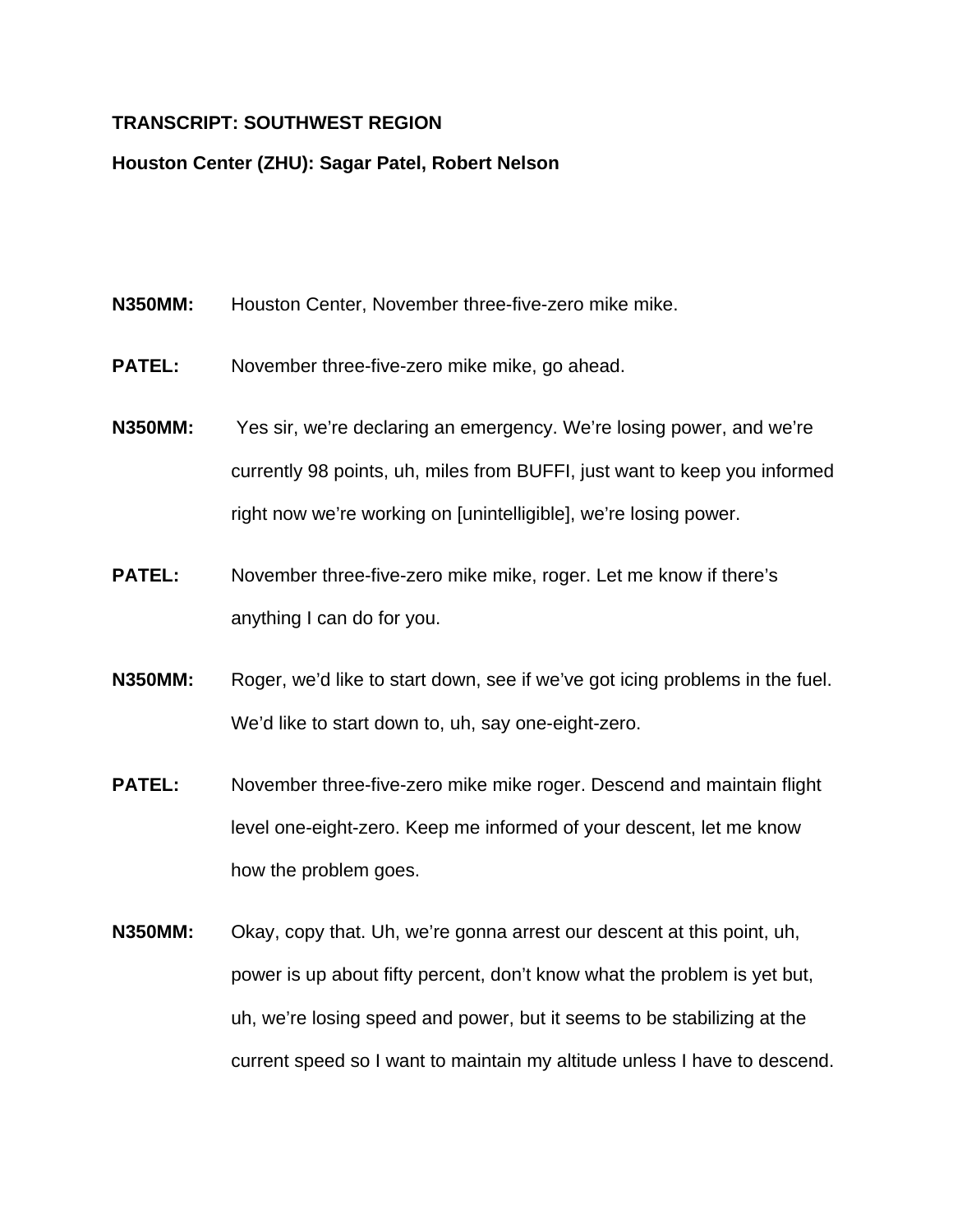**TRANSCRIPT: SOUTHWEST REGION**

**Houston Center (ZHU): Sagar Patel, Robert Nelson**

**N350MM:** Houston Center, November three-five-zero mike mike.

**PATEL:** November three-five-zero mike mike, go ahead.

**N350MM:** Yes sir, we're declaring an emergency. We're losing power, and we're currently 98 points, uh, miles from BUFFI, just want to keep you informed right now we're working on [unintelligible], we're losing power.

**PATEL:** November three-five-zero mike mike, roger. Let me know if there's anything I can do for you.

**N350MM:** Roger, we'd like to start down, see if we've got icing problems in the fuel. We'd like to start down to, uh, say one-eight-zero.

**PATEL:** November three-five-zero mike mike roger. Descend and maintain flight level one-eight-zero. Keep me informed of your descent, let me know how the problem goes.

**N350MM:** Okay, copy that. Uh, we're gonna arrest our descent at this point, uh, power is up about fifty percent, don't know what the problem is yet but, uh, we're losing speed and power, but it seems to be stabilizing at the current speed so I want to maintain my altitude unless I have to descend.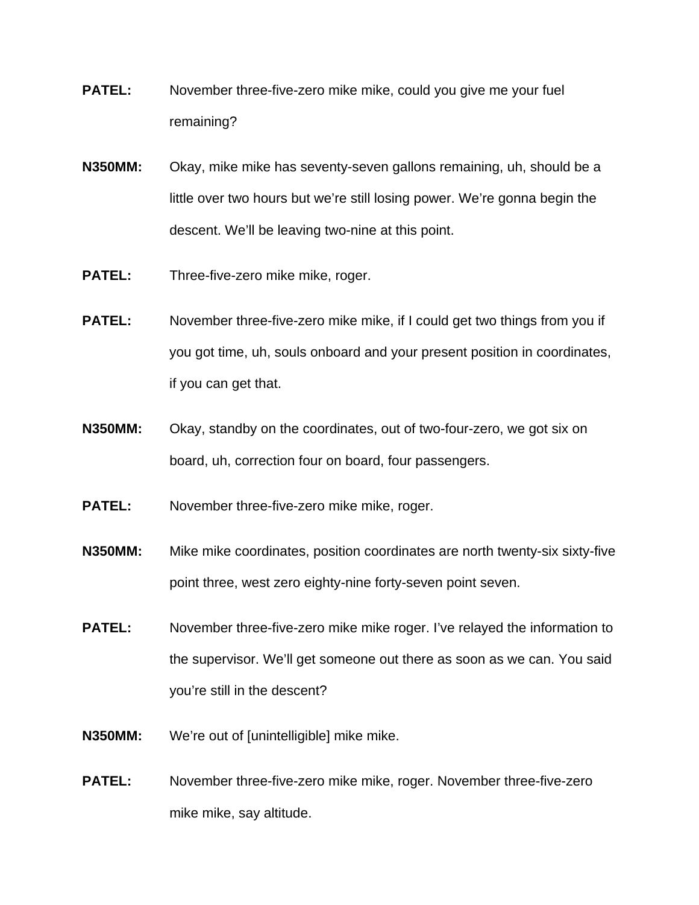**PATEL:** November three-five-zero mike mike, could you give me your fuel remaining?

**N350MM:** Okay, mike mike has seventy-seven gallons remaining, uh, should be a little over two hours but we're still losing power. We're gonna begin the descent. We'll be leaving two-nine at this point.

**PATEL:** Three-five-zero mike mike, roger.

**PATEL:** November three-five-zero mike mike, if I could get two things from you if you got time, uh, souls onboard and your present position in coordinates, if you can get that.

**N350MM:** Okay, standby on the coordinates, out of two-four-zero, we got six on board, uh, correction four on board, four passengers.

**PATEL:** November three-five-zero mike mike, roger.

**N350MM:** Mike mike coordinates, position coordinates are north twenty-six sixty-five point three, west zero eighty-nine forty-seven point seven.

**PATEL:** November three-five-zero mike mike roger. I've relayed the information to the supervisor. We'll get someone out there as soon as we can. You said you're still in the descent?

**N350MM:** We're out of [unintelligible] mike mike.

**PATEL:** November three-five-zero mike mike, roger. November three-five-zero mike mike, say altitude.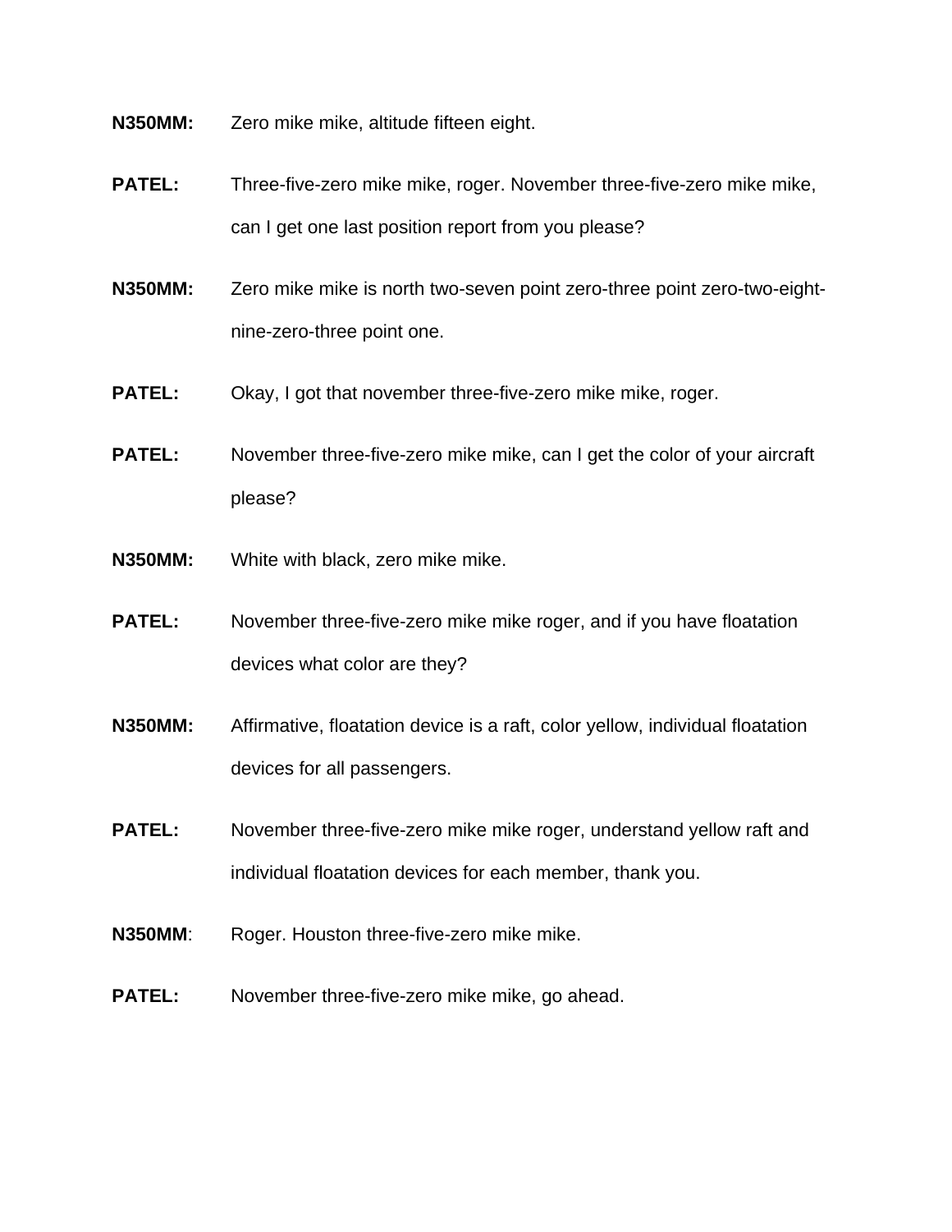**N350MM:** Zero mike mike, altitude fifteen eight.

**PATEL:** Three-five-zero mike mike, roger. November three-five-zero mike mike, can I get one last position report from you please?

**N350MM:** Zero mike mike is north two-seven point zero-three point zero-two-eight-nine-zero-three point one.

**PATEL:** Okay, I got that november three-five-zero mike mike, roger.

**PATEL:** November three-five-zero mike mike, can I get the color of your aircraft please?

**N350MM:** White with black, zero mike mike.

**PATEL:** November three-five-zero mike mike roger, and if you have floatation devices what color are they?

**N350MM:** Affirmative, floatation device is a raft, color yellow, individual floatation devices for all passengers.

**PATEL:** November three-five-zero mike mike roger, understand yellow raft and individual floatation devices for each member, thank you.

**N350MM**: Roger. Houston three-five-zero mike mike.

**PATEL:** November three-five-zero mike mike, go ahead.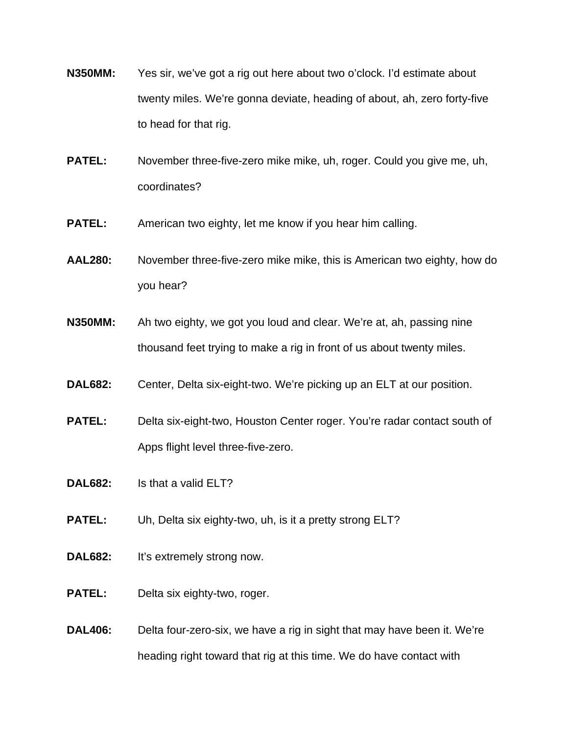**N350MM:** Yes sir, we've got a rig out here about two o'clock. I'd estimate about twenty miles. We're gonna deviate, heading of about, ah, zero forty-five to head for that rig.

**PATEL:** November three-five-zero mike mike, uh, roger. Could you give me, uh, coordinates?

**PATEL:** American two eighty, let me know if you hear him calling.

**AAL280:** November three-five-zero mike mike, this is American two eighty, how do you hear?

**N350MM:** Ah two eighty, we got you loud and clear. We're at, ah, passing nine thousand feet trying to make a rig in front of us about twenty miles.

**DAL682:** Center, Delta six-eight-two. We're picking up an ELT at our position.

**PATEL:** Delta six-eight-two, Houston Center roger. You're radar contact south of Apps flight level three-five-zero.

**DAL682:** Is that a valid ELT?

**PATEL:** Uh, Delta six eighty-two, uh, is it a pretty strong ELT?

**DAL682:** It's extremely strong now.

**PATEL:** Delta six eighty-two, roger.

**DAL406:** Delta four-zero-six, we have a rig in sight that may have been it. We're heading right toward that rig at this time. We do have contact with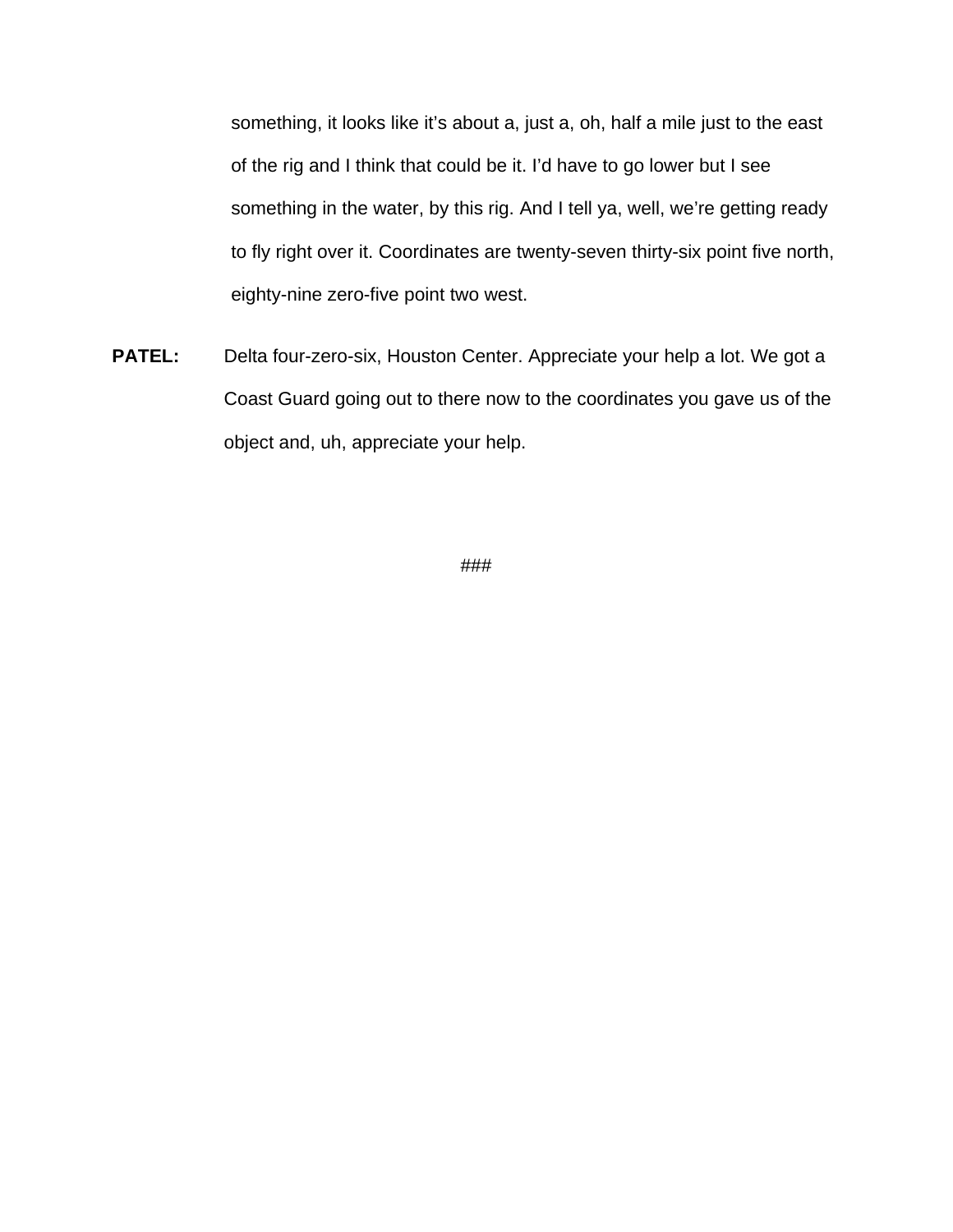something, it looks like it's about a, just a, oh, half a mile just to the east of the rig and I think that could be it. I'd have to go lower but I see something in the water, by this rig. And I tell ya, well, we're getting ready to fly right over it. Coordinates are twenty-seven thirty-six point five north, eighty-nine zero-five point two west.

**PATEL:** Delta four-zero-six, Houston Center. Appreciate your help a lot. We got a Coast Guard going out to there now to the coordinates you gave us of the object and, uh, appreciate your help.

###